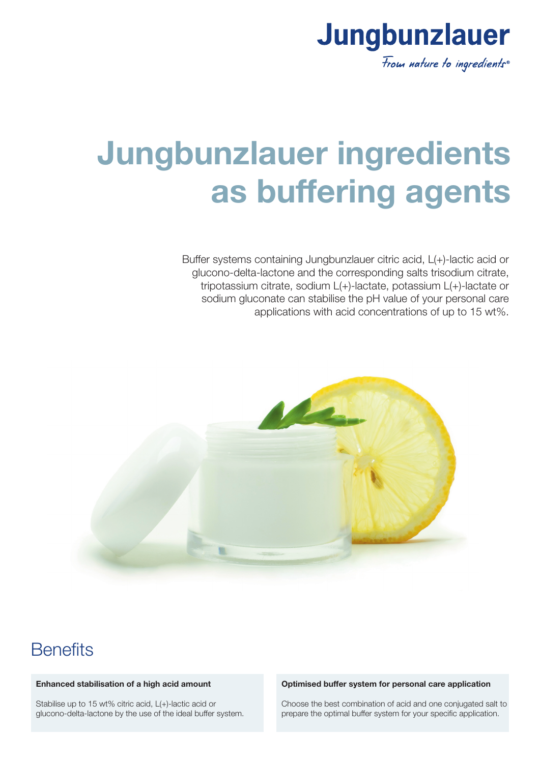Jungbunzlauer

*From nature to ingredients®*

# Jungbunzlauer ingredients as buffering agents

Buffer systems containing Jungbunzlauer citric acid, L(+)-lactic acid or glucono-delta-lactone and the corresponding salts trisodium citrate, tripotassium citrate, sodium L(+)-lactate, potassium L(+)-lactate or sodium gluconate can stabilise the pH value of your personal care applications with acid concentrations of up to 15 wt%.

## Benefits

**Enhanced stabilisation of a high acid amount**

Stabilise up to 15 wt% citric acid, L(+)-lactic acid or glucono-delta-lactone by the use of the ideal buffer system.

**Optimised buffer system for personal care application**

Choose the best combination of acid and one conjugated salt to prepare the optimal buffer system for your specific application.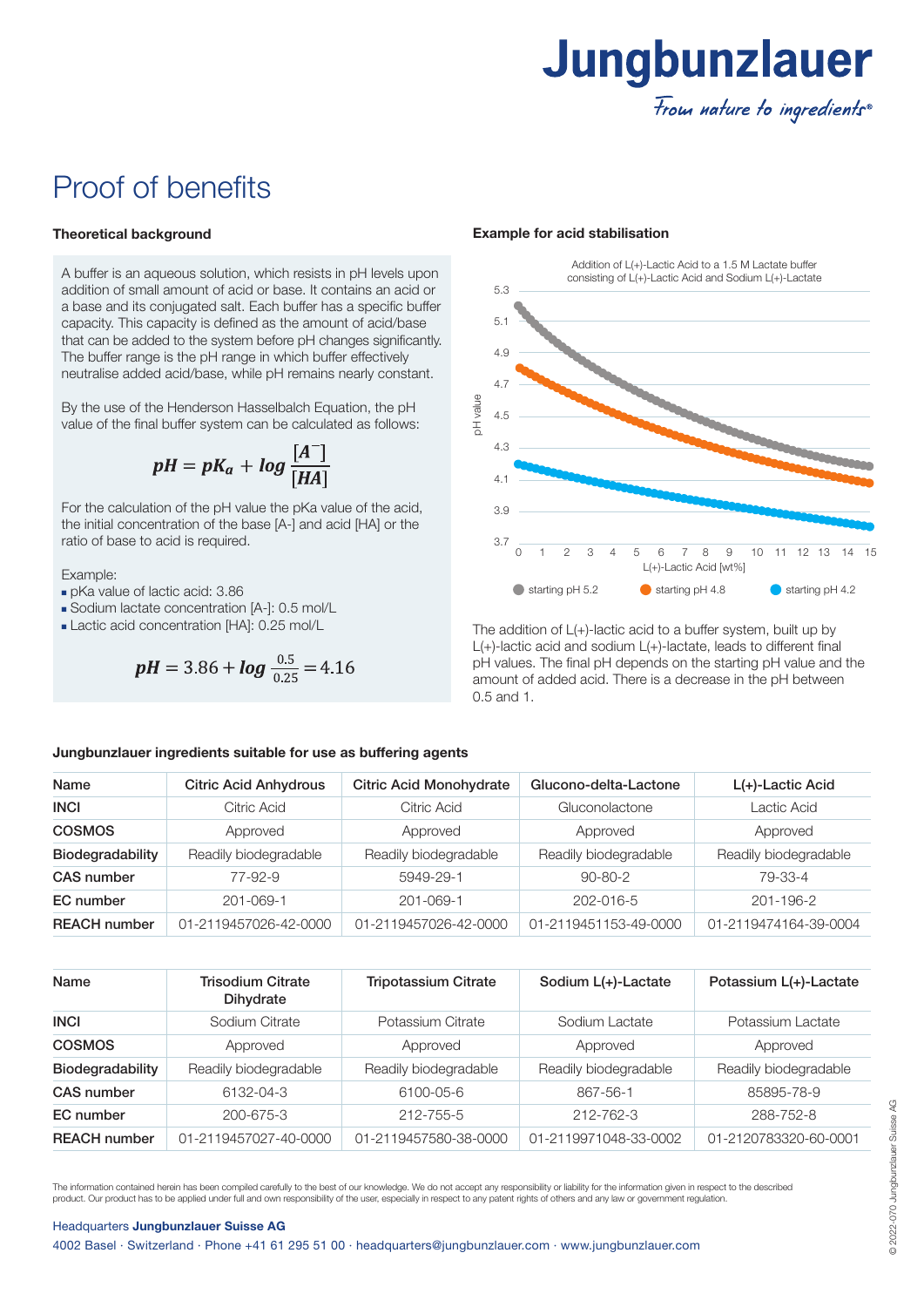# Proof of benefits

### Theoretical background

A buffer is an aqueous solution, which resists in pH levels upon addition of small amount of acid or base. It contains an acid or a base and its conjugated salt. Each buffer has a specific buffer capacity. This capacity is defined as the amount of acid/base that can be added to the system before pH changes significantly. The buffer range is the pH range in which buffer effectively neutralise added acid/base, while pH remains nearly constant.

By the use of the Henderson Hasselbalch Equation, the pH value of the final buffer system can be calculated as follows:

$$pH = pK_a + log\frac{[A^-]}{[HA]}$$

For the calculation of the pH value the pKa value of the acid, the initial concentration of the base [A-] and acid [HA] or the ratio of base to acid is required.

Example:

- pKa value of lactic acid: 3.86
- Sodium lactate concentration [A-]: 0.5 mol/L
- Lactic acid concentration [HA]: 0.25 mol/L

$$pH = 3.86 + log\frac{0.5}{0.25} = 4.16$$

### Example for acid stabilisation

Addition of L(+)-Lactic Acid to a 1.5 M Lactate buffer consisting of L(+)-Lactic Acid and Sodium L(+)-Lactate

pH value

5.3
5.1
4.9
4.7
4.5
4.3
4.1
3.9
3.7

0 1 2 3 4 5 6 7 8 9 10 11 12 13 14 15

L(+)-Lactic Acid [wt%]

starting pH 5.2
starting pH 4.8
starting pH 4.2

The addition of L(+)-lactic acid to a buffer system, built up by L(+)-lactic acid and sodium L(+)-lactate, leads to different final pH values. The final pH depends on the starting pH value and the amount of added acid. There is a decrease in the pH between 0.5 and 1.

### Jungbunzlauer ingredients suitable for use as buffering agents

| Name | Citric Acid Anhydrous | Citric Acid Monohydrate | Glucono-delta-Lactone | L(+)-Lactic Acid |
|---|---|---|---|---|
| **INCI** | Citric Acid | Citric Acid | Gluconolactone | Lactic Acid |
| **COSMOS** | Approved | Approved | Approved | Approved |
| **Biodegradability** | Readily biodegradable | Readily biodegradable | Readily biodegradable | Readily biodegradable |
| **CAS number** | 77-92-9 | 5949-29-1 | 90-80-2 | 79-33-4 |
| **EC number** | 201-069-1 | 201-069-1 | 202-016-5 | 201-196-2 |
| **REACH number** | 01-2119457026-42-0000 | 01-2119457026-42-0000 | 01-2119451153-49-0000 | 01-2119474164-39-0004 |

| Name | Trisodium Citrate Dihydrate | Tripotassium Citrate | Sodium L(+)-Lactate | Potassium L(+)-Lactate |
|---|---|---|---|---|
| **INCI** | Sodium Citrate | Potassium Citrate | Sodium Lactate | Potassium Lactate |
| **COSMOS** | Approved | Approved | Approved | Approved |
| **Biodegradability** | Readily biodegradable | Readily biodegradable | Readily biodegradable | Readily biodegradable |
| **CAS number** | 6132-04-3 | 6100-05-6 | 867-56-1 | 85895-78-9 |
| **EC number** | 200-675-3 | 212-755-5 | 212-762-3 | 288-752-8 |
| **REACH number** | 01-2119457027-40-0000 | 01-2119457580-38-0000 | 01-2119971048-33-0002 | 01-2120783320-60-0001 |

The information contained herein has been compiled carefully to the best of our knowledge. We do not accept any responsibility or liability for the information given in respect to the described product. Our product has to be applied under full and own responsibility of the user, especially in respect to any patent rights of others and any law or government regulation.

Headquarters **Jungbunzlauer Suisse AG**

4002 Basel · Switzerland · Phone +41 61 295 51 00 · headquarters@jungbunzlauer.com · www.jungbunzlauer.com

© 2022-070 Jungbunzlauer Suisse AG